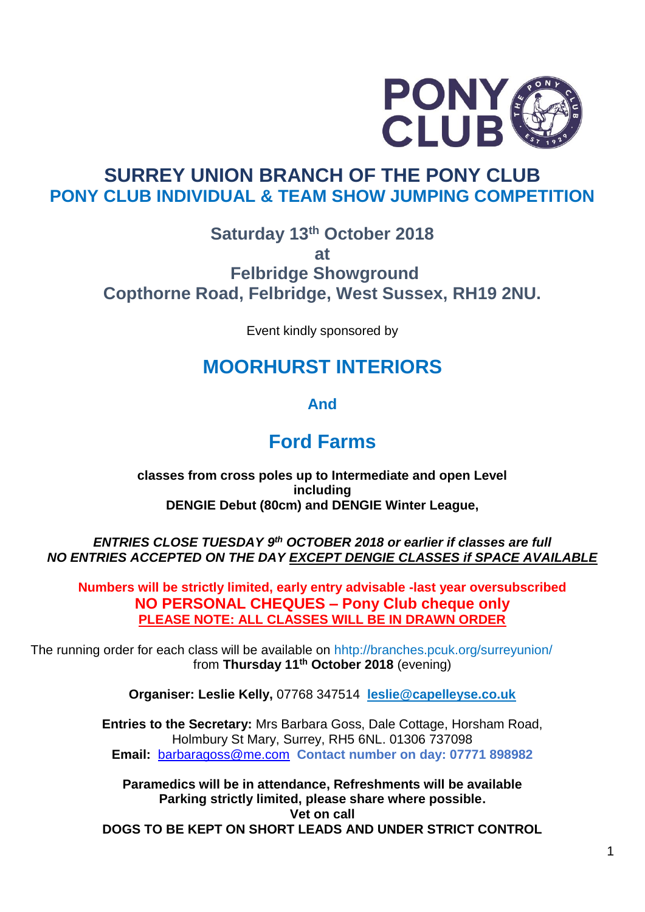# SURREY UNION BRANCH OF THE PONY CLUB

## PONY CLUB INDIVIDUAL & TEAM SHOW JUMPING COMPETITION

**Saturday 13th October 2018**
**at**
**Felbridge Showground**
**Copthorne Road, Felbridge, West Sussex, RH19 2NU.**

Event kindly sponsored by

## MOORHURST INTERIORS

**And**

## Ford Farms

**classes from cross poles up to Intermediate and open Level**
**including**
**DENGIE Debut (80cm) and DENGIE Winter League,**

***ENTRIES CLOSE TUESDAY 9th OCTOBER 2018 or earlier if classes are full***
***NO ENTRIES ACCEPTED ON THE DAY EXCEPT DENGIE CLASSES if SPACE AVAILABLE***

**Numbers will be strictly limited, early entry advisable -last year oversubscribed**
**NO PERSONAL CHEQUES – Pony Club cheque only**
**PLEASE NOTE: ALL CLASSES WILL BE IN DRAWN ORDER**

The running order for each class will be available on hhtp://branches.pcuk.org/surreyunion/ from **Thursday 11th October 2018** (evening)

**Organiser: Leslie Kelly,** 07768 347514 **leslie@capelleyse.co.uk**

**Entries to the Secretary:** Mrs Barbara Goss, Dale Cottage, Horsham Road, Holmbury St Mary, Surrey, RH5 6NL. 01306 737098
**Email:** barbaragoss@me.com **Contact number on day: 07771 898982**

**Paramedics will be in attendance, Refreshments will be available**
**Parking strictly limited, please share where possible.**
**Vet on call**
**DOGS TO BE KEPT ON SHORT LEADS AND UNDER STRICT CONTROL**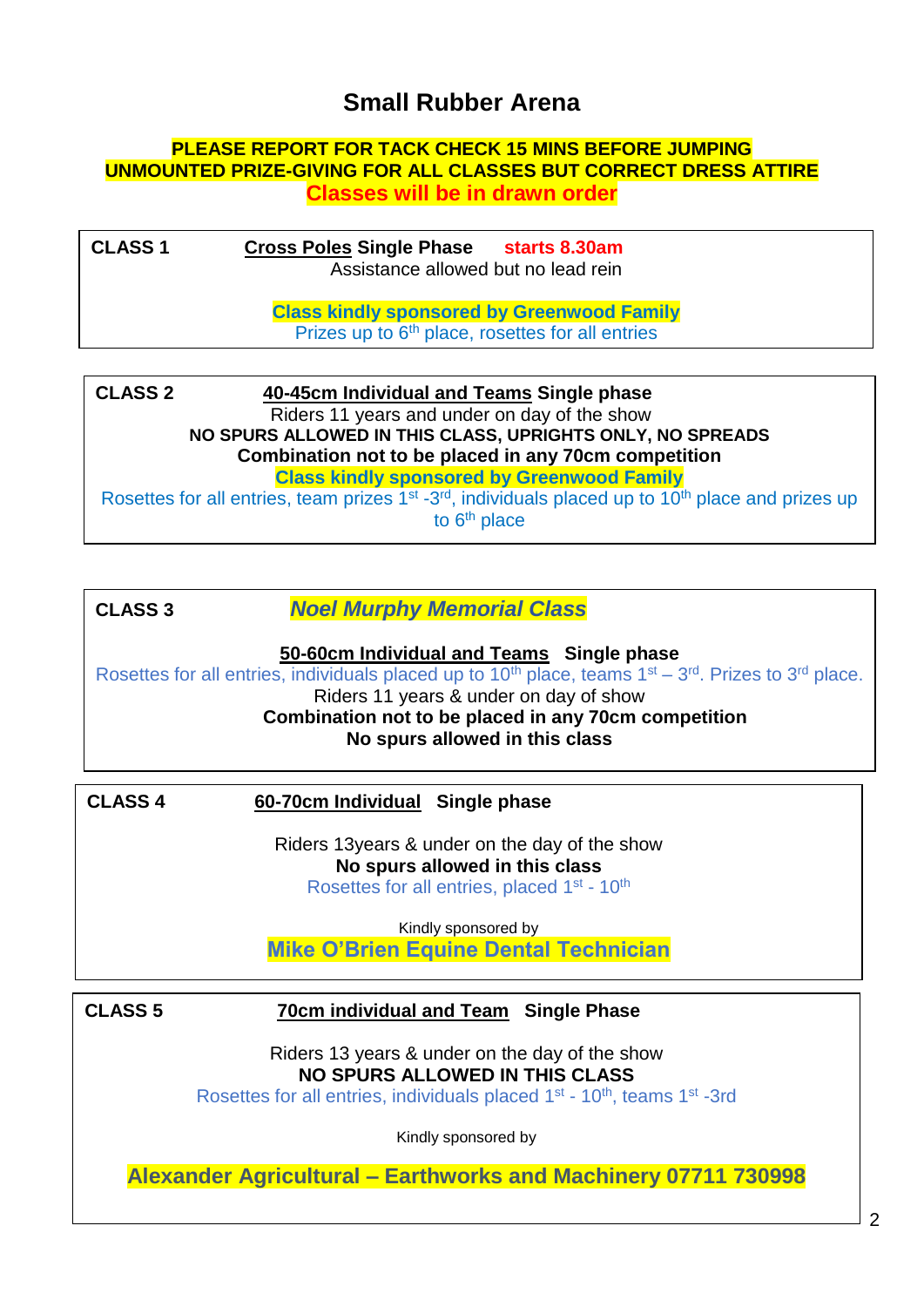# Small Rubber Arena

**PLEASE REPORT FOR TACK CHECK 15 MINS BEFORE JUMPING**
**UNMOUNTED PRIZE-GIVING FOR ALL CLASSES BUT CORRECT DRESS ATTIRE**
**Classes will be in drawn order**

---

**CLASS 1** — **Cross Poles Single Phase** **starts 8.30am**

Assistance allowed but no lead rein

**Class kindly sponsored by Greenwood Family**

Prizes up to 6th place, rosettes for all entries

---

**CLASS 2** — **40-45cm Individual and Teams Single phase**

Riders 11 years and under on day of the show

**NO SPURS ALLOWED IN THIS CLASS, UPRIGHTS ONLY, NO SPREADS**

**Combination not to be placed in any 70cm competition**

**Class kindly sponsored by Greenwood Family**

Rosettes for all entries, team prizes 1st -3rd, individuals placed up to 10th place and prizes up to 6th place

---

**CLASS 3** — ***Noel Murphy Memorial Class***

**50-60cm Individual and Teams Single phase**

Rosettes for all entries, individuals placed up to 10th place, teams 1st – 3rd. Prizes to 3rd place.

Riders 11 years & under on day of show

**Combination not to be placed in any 70cm competition**

**No spurs allowed in this class**

---

**CLASS 4** — **60-70cm Individual Single phase**

Riders 13years & under on the day of the show

**No spurs allowed in this class**

Rosettes for all entries, placed 1st - 10th

Kindly sponsored by

**Mike O'Brien Equine Dental Technician**

---

**CLASS 5** — **70cm individual and Team Single Phase**

Riders 13 years & under on the day of the show

**NO SPURS ALLOWED IN THIS CLASS**

Rosettes for all entries, individuals placed 1st - 10th, teams 1st -3rd

Kindly sponsored by

**Alexander Agricultural – Earthworks and Machinery 07711 730998**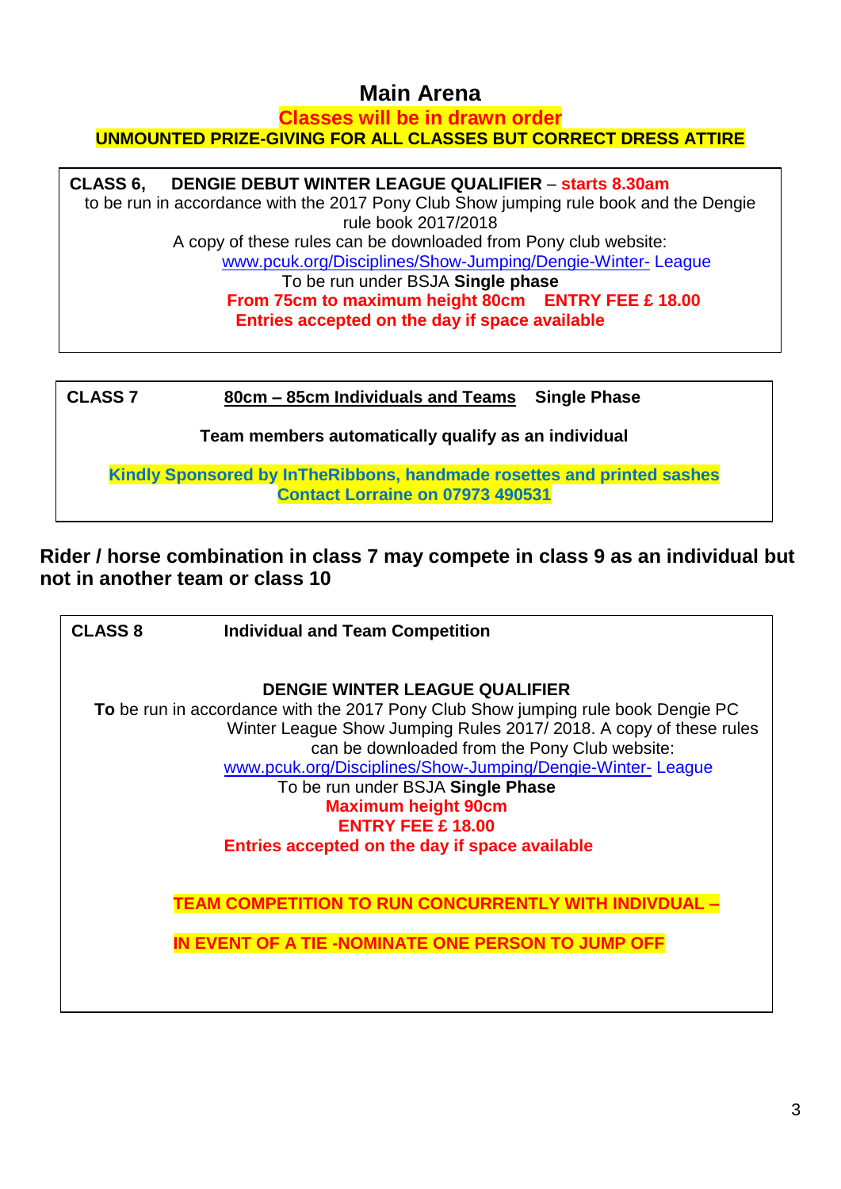# Main Arena

**Classes will be in drawn order**

**UNMOUNTED PRIZE-GIVING FOR ALL CLASSES BUT CORRECT DRESS ATTIRE**

**CLASS 6, DENGIE DEBUT WINTER LEAGUE QUALIFIER** – **starts 8.30am**

to be run in accordance with the 2017 Pony Club Show jumping rule book and the Dengie rule book 2017/2018

A copy of these rules can be downloaded from Pony club website: www.pcuk.org/Disciplines/Show-Jumping/Dengie-Winter- League

To be run under BSJA **Single phase**

**From 75cm to maximum height 80cm ENTRY FEE £ 18.00**

**Entries accepted on the day if space available**

**CLASS 7** **80cm – 85cm Individuals and Teams** **Single Phase**

**Team members automatically qualify as an individual**

**Kindly Sponsored by InTheRibbons, handmade rosettes and printed sashes**
**Contact Lorraine on 07973 490531**

**Rider / horse combination in class 7 may compete in class 9 as an individual but not in another team or class 10**

**CLASS 8** **Individual and Team Competition**

**DENGIE WINTER LEAGUE QUALIFIER**

**To** be run in accordance with the 2017 Pony Club Show jumping rule book Dengie PC Winter League Show Jumping Rules 2017/ 2018. A copy of these rules can be downloaded from the Pony Club website: www.pcuk.org/Disciplines/Show-Jumping/Dengie-Winter- League

To be run under BSJA **Single Phase**

**Maximum height 90cm**

**ENTRY FEE £ 18.00**

**Entries accepted on the day if space available**

**TEAM COMPETITION TO RUN CONCURRENTLY WITH INDIVDUAL –**

**IN EVENT OF A TIE -NOMINATE ONE PERSON TO JUMP OFF**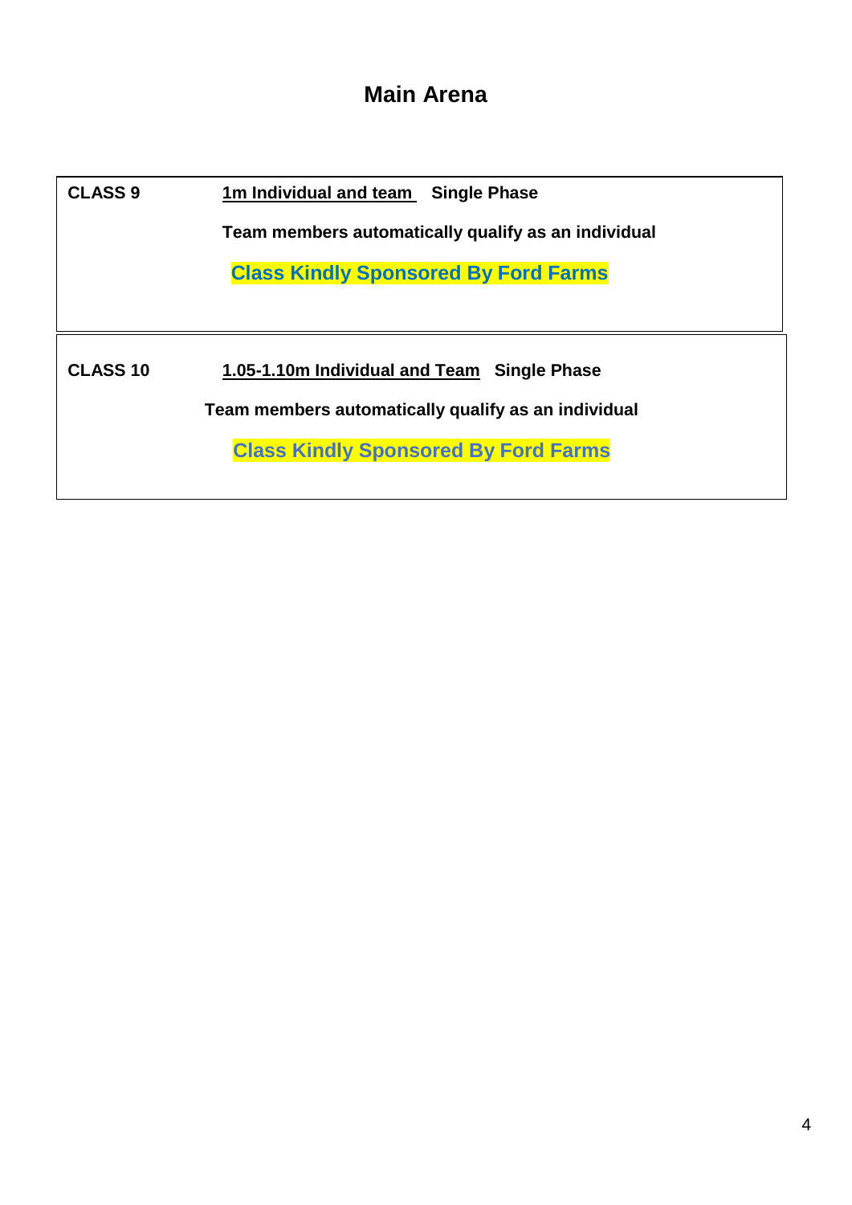# Main Arena

**CLASS 9** **<u>1m Individual and team</u>** **Single Phase**

**Team members automatically qualify as an individual**

**Class Kindly Sponsored By Ford Farms**

---

**CLASS 10** **<u>1.05-1.10m Individual and Team</u>** **Single Phase**

**Team members automatically qualify as an individual**

**Class Kindly Sponsored By Ford Farms**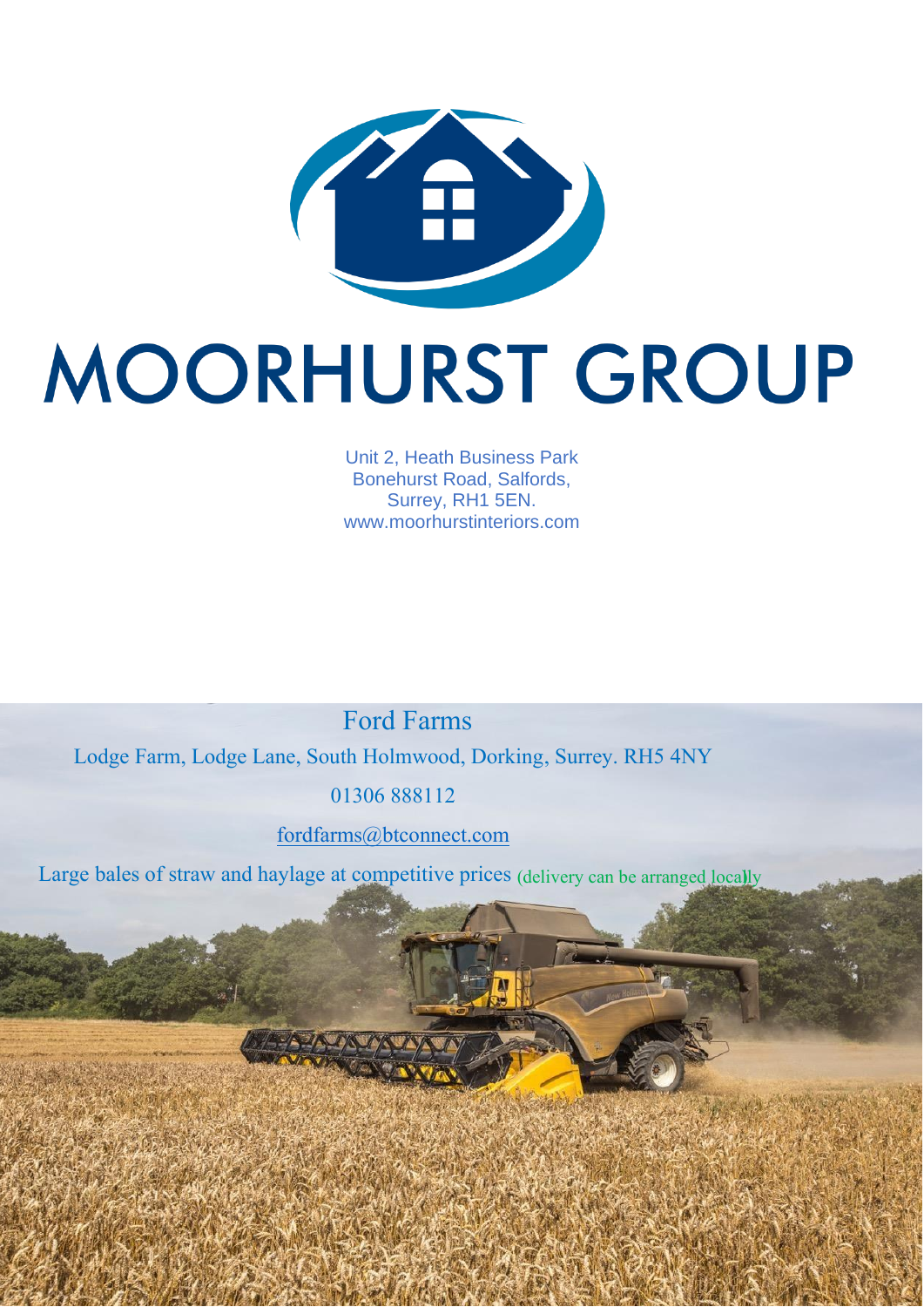# MOORHURST GROUP

Unit 2, Heath Business Park
Bonehurst Road, Salfords,
Surrey, RH1 5EN.
www.moorhurstinteriors.com

## Ford Farms

Lodge Farm, Lodge Lane, South Holmwood, Dorking, Surrey. RH5 4NY

01306 888112

fordfarms@btconnect.com

Large bales of straw and haylage at competitive prices (delivery can be arranged locally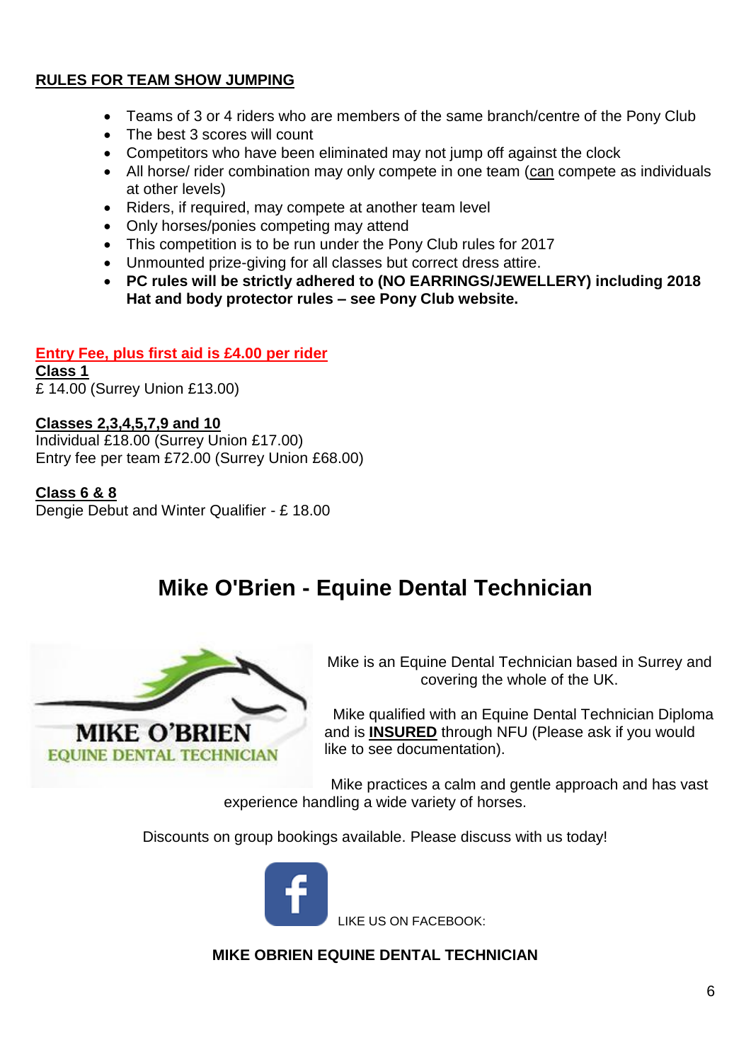## RULES FOR TEAM SHOW JUMPING

- Teams of 3 or 4 riders who are members of the same branch/centre of the Pony Club
- The best 3 scores will count
- Competitors who have been eliminated may not jump off against the clock
- All horse/ rider combination may only compete in one team (can compete as individuals at other levels)
- Riders, if required, may compete at another team level
- Only horses/ponies competing may attend
- This competition is to be run under the Pony Club rules for 2017
- Unmounted prize-giving for all classes but correct dress attire.
- **PC rules will be strictly adhered to (NO EARRINGS/JEWELLERY) including 2018 Hat and body protector rules – see Pony Club website.**

**Entry Fee, plus first aid is £4.00 per rider**

**Class 1**
£ 14.00 (Surrey Union £13.00)

**Classes 2,3,4,5,7,9 and 10**
Individual £18.00 (Surrey Union £17.00)
Entry fee per team £72.00 (Surrey Union £68.00)

**Class 6 & 8**
Dengie Debut and Winter Qualifier - £ 18.00

# Mike O'Brien - Equine Dental Technician

MIKE O'BRIEN
EQUINE DENTAL TECHNICIAN

Mike is an Equine Dental Technician based in Surrey and covering the whole of the UK.

Mike qualified with an Equine Dental Technician Diploma and is **INSURED** through NFU (Please ask if you would like to see documentation).

Mike practices a calm and gentle approach and has vast experience handling a wide variety of horses.

Discounts on group bookings available. Please discuss with us today!

LIKE US ON FACEBOOK:

**MIKE OBRIEN EQUINE DENTAL TECHNICIAN**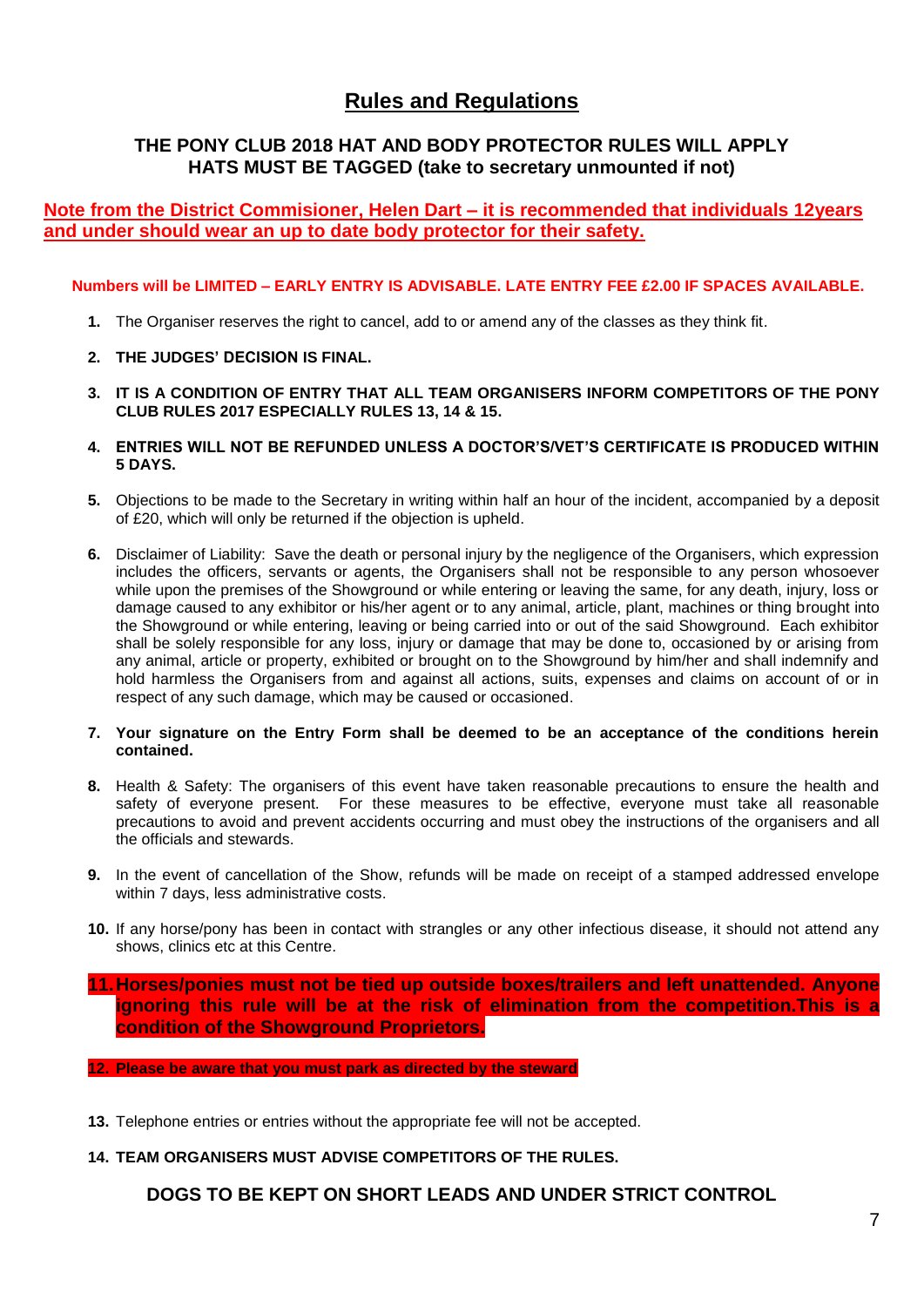# Rules and Regulations

**THE PONY CLUB 2018 HAT AND BODY PROTECTOR RULES WILL APPLY**
**HATS MUST BE TAGGED (take to secretary unmounted if not)**

**Note from the District Commisioner, Helen Dart – it is recommended that individuals 12years and under should wear an up to date body protector for their safety.**

**Numbers will be LIMITED – EARLY ENTRY IS ADVISABLE. LATE ENTRY FEE £2.00 IF SPACES AVAILABLE.**

1. The Organiser reserves the right to cancel, add to or amend any of the classes as they think fit.
2. **THE JUDGES' DECISION IS FINAL.**
3. **IT IS A CONDITION OF ENTRY THAT ALL TEAM ORGANISERS INFORM COMPETITORS OF THE PONY CLUB RULES 2017 ESPECIALLY RULES 13, 14 & 15.**
4. **ENTRIES WILL NOT BE REFUNDED UNLESS A DOCTOR'S/VET'S CERTIFICATE IS PRODUCED WITHIN 5 DAYS.**
5. Objections to be made to the Secretary in writing within half an hour of the incident, accompanied by a deposit of £20, which will only be returned if the objection is upheld.
6. Disclaimer of Liability: Save the death or personal injury by the negligence of the Organisers, which expression includes the officers, servants or agents, the Organisers shall not be responsible to any person whosoever while upon the premises of the Showground or while entering or leaving the same, for any death, injury, loss or damage caused to any exhibitor or his/her agent or to any animal, article, plant, machines or thing brought into the Showground or while entering, leaving or being carried into or out of the said Showground. Each exhibitor shall be solely responsible for any loss, injury or damage that may be done to, occasioned by or arising from any animal, article or property, exhibited or brought on to the Showground by him/her and shall indemnify and hold harmless the Organisers from and against all actions, suits, expenses and claims on account of or in respect of any such damage, which may be caused or occasioned.
7. **Your signature on the Entry Form shall be deemed to be an acceptance of the conditions herein contained.**
8. Health & Safety: The organisers of this event have taken reasonable precautions to ensure the health and safety of everyone present. For these measures to be effective, everyone must take all reasonable precautions to avoid and prevent accidents occurring and must obey the instructions of the organisers and all the officials and stewards.
9. In the event of cancellation of the Show, refunds will be made on receipt of a stamped addressed envelope within 7 days, less administrative costs.
10. If any horse/pony has been in contact with strangles or any other infectious disease, it should not attend any shows, clinics etc at this Centre.
11. **Horses/ponies must not be tied up outside boxes/trailers and left unattended. Anyone ignoring this rule will be at the risk of elimination from the competition.This is a condition of the Showground Proprietors.**
12. **Please be aware that you must park as directed by the steward**
13. Telephone entries or entries without the appropriate fee will not be accepted.
14. **TEAM ORGANISERS MUST ADVISE COMPETITORS OF THE RULES.**

**DOGS TO BE KEPT ON SHORT LEADS AND UNDER STRICT CONTROL**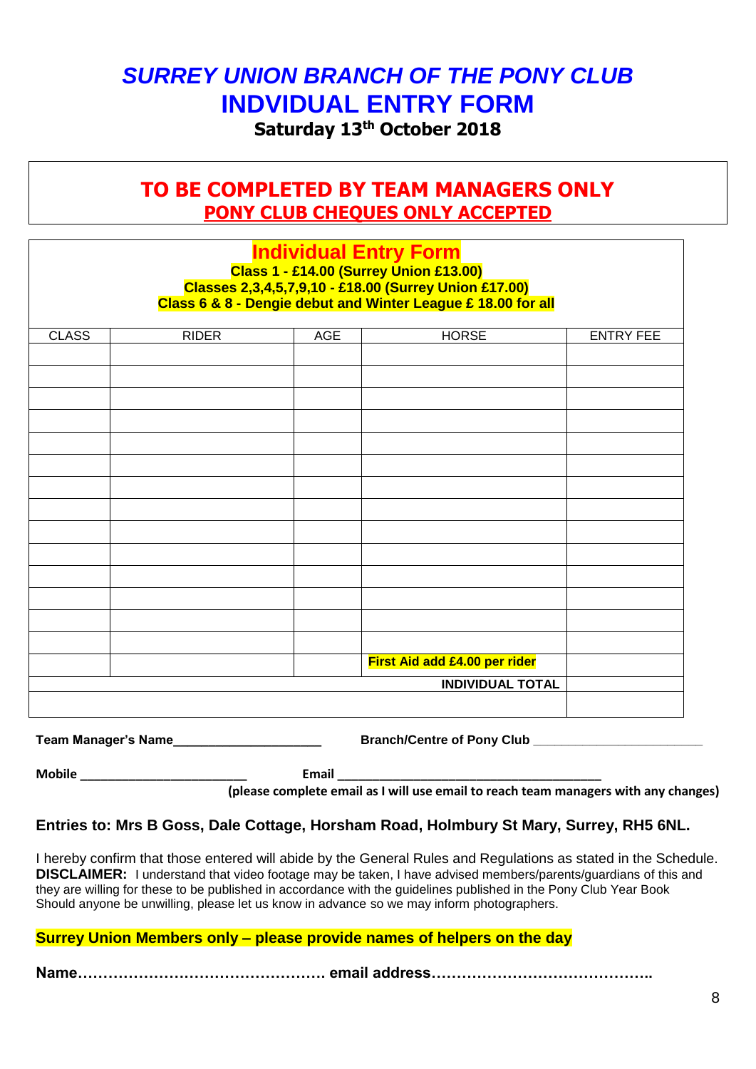# *SURREY UNION BRANCH OF THE PONY CLUB*

# INDVIDUAL ENTRY FORM

**Saturday 13th October 2018**

## TO BE COMPLETED BY TEAM MANAGERS ONLY

**PONY CLUB CHEQUES ONLY ACCEPTED**

## Individual Entry Form

**Class 1 - £14.00 (Surrey Union £13.00)**
**Classes 2,3,4,5,7,9,10 - £18.00 (Surrey Union £17.00)**
**Class 6 & 8 - Dengie debut and Winter League £ 18.00 for all**

| CLASS | RIDER | AGE | HORSE | ENTRY FEE |
|---|---|---|---|---|
| | | | | |
| | | | | |
| | | | | |
| | | | | |
| | | | | |
| | | | | |
| | | | | |
| | | | | |
| | | | | |
| | | | | |
| | | | | |
| | | | | |
| | | | | |
| | | | | |
| | | | **First Aid add £4.00 per rider** | |
| | | | **INDIVIDUAL TOTAL** | |
| | | | | |

**Team Manager's Name**_____________________ **Branch/Centre of Pony Club** _______________________

**Mobile** ________________________ **Email** ______________________________________

**(please complete email as I will use email to reach team managers with any changes)**

**Entries to: Mrs B Goss, Dale Cottage, Horsham Road, Holmbury St Mary, Surrey, RH5 6NL.**

I hereby confirm that those entered will abide by the General Rules and Regulations as stated in the Schedule.
**DISCLAIMER:** I understand that video footage may be taken, I have advised members/parents/guardians of this and they are willing for these to be published in accordance with the guidelines published in the Pony Club Year Book Should anyone be unwilling, please let us know in advance so we may inform photographers.

**Surrey Union Members only – please provide names of helpers on the day**

**Name…………………………………………. email address…………………………………….**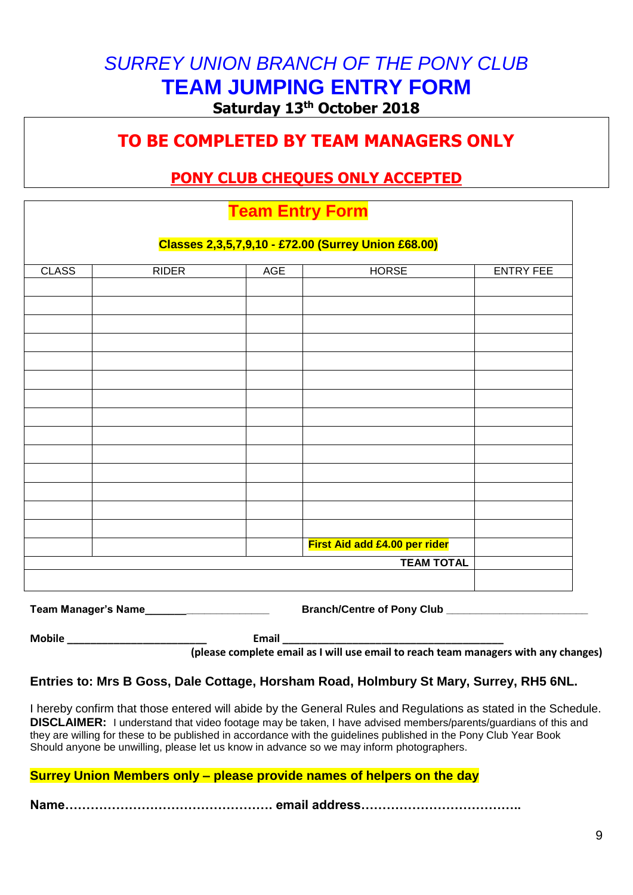# *SURREY UNION BRANCH OF THE PONY CLUB*

# TEAM JUMPING ENTRY FORM

**Saturday 13th October 2018**

## TO BE COMPLETED BY TEAM MANAGERS ONLY

**PONY CLUB CHEQUES ONLY ACCEPTED**

## Team Entry Form

**Classes 2,3,5,7,9,10 - £72.00 (Surrey Union £68.00)**

| CLASS | RIDER | AGE | HORSE | ENTRY FEE |
|---|---|---|---|---|
| | | | | |
| | | | | |
| | | | | |
| | | | | |
| | | | | |
| | | | | |
| | | | | |
| | | | | |
| | | | | |
| | | | | |
| | | | | |
| | | | | |
| | | | | |
| | | | | |
| | | | **First Aid add £4.00 per rider** | |
| | | | **TEAM TOTAL** | |
| | | | | |

**Team Manager's Name**_____________________ **Branch/Centre of Pony Club** ________________________

**Mobile** ________________________ **Email** ______________________________________

**(please complete email as I will use email to reach team managers with any changes)**

**Entries to: Mrs B Goss, Dale Cottage, Horsham Road, Holmbury St Mary, Surrey, RH5 6NL.**

I hereby confirm that those entered will abide by the General Rules and Regulations as stated in the Schedule.
**DISCLAIMER:** I understand that video footage may be taken, I have advised members/parents/guardians of this and they are willing for these to be published in accordance with the guidelines published in the Pony Club Year Book Should anyone be unwilling, please let us know in advance so we may inform photographers.

**Surrey Union Members only – please provide names of helpers on the day**

**Name…………………………………………. email address………………………………..**